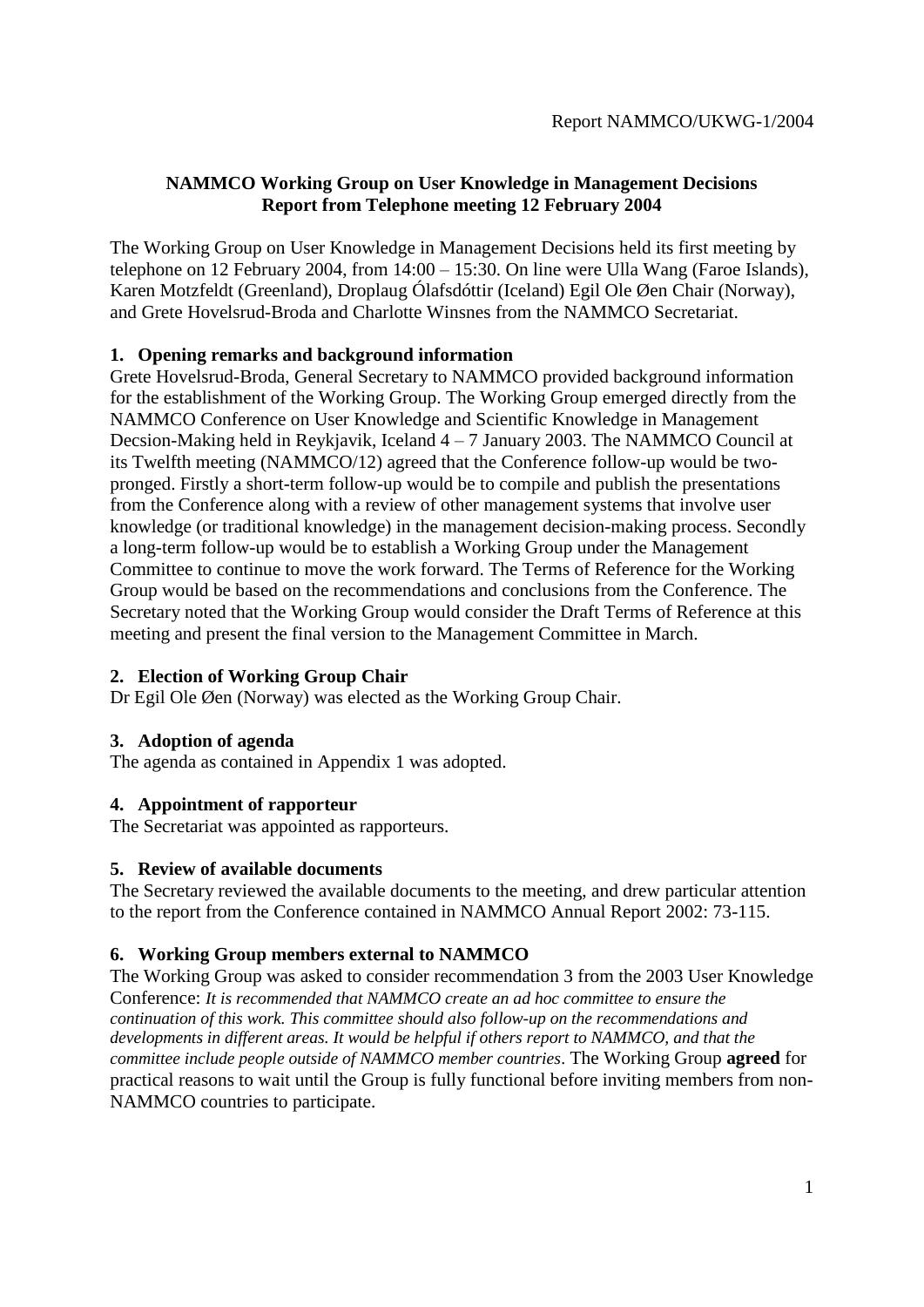Report NAMMCO/UKWG-1/2004

**NAMMCO Working Group on User Knowledge in Management Decisions**
**Report from Telephone meeting 12 February 2004**

The Working Group on User Knowledge in Management Decisions held its first meeting by telephone on 12 February 2004, from 14:00 – 15:30. On line were Ulla Wang (Faroe Islands), Karen Motzfeldt (Greenland), Droplaug Ólafsdóttir (Iceland) Egil Ole Øen Chair (Norway), and Grete Hovelsrud-Broda and Charlotte Winsnes from the NAMMCO Secretariat.

## 1. Opening remarks and background information

Grete Hovelsrud-Broda, General Secretary to NAMMCO provided background information for the establishment of the Working Group. The Working Group emerged directly from the NAMMCO Conference on User Knowledge and Scientific Knowledge in Management Decsion-Making held in Reykjavik, Iceland 4 – 7 January 2003. The NAMMCO Council at its Twelfth meeting (NAMMCO/12) agreed that the Conference follow-up would be two-pronged. Firstly a short-term follow-up would be to compile and publish the presentations from the Conference along with a review of other management systems that involve user knowledge (or traditional knowledge) in the management decision-making process. Secondly a long-term follow-up would be to establish a Working Group under the Management Committee to continue to move the work forward. The Terms of Reference for the Working Group would be based on the recommendations and conclusions from the Conference. The Secretary noted that the Working Group would consider the Draft Terms of Reference at this meeting and present the final version to the Management Committee in March.

## 2. Election of Working Group Chair

Dr Egil Ole Øen (Norway) was elected as the Working Group Chair.

## 3. Adoption of agenda

The agenda as contained in Appendix 1 was adopted.

## 4. Appointment of rapporteur

The Secretariat was appointed as rapporteurs.

## 5. Review of available documents

The Secretary reviewed the available documents to the meeting, and drew particular attention to the report from the Conference contained in NAMMCO Annual Report 2002: 73-115.

## 6. Working Group members external to NAMMCO

The Working Group was asked to consider recommendation 3 from the 2003 User Knowledge Conference: *It is recommended that NAMMCO create an ad hoc committee to ensure the continuation of this work. This committee should also follow-up on the recommendations and developments in different areas. It would be helpful if others report to NAMMCO, and that the committee include people outside of NAMMCO member countries*. The Working Group **agreed** for practical reasons to wait until the Group is fully functional before inviting members from non-NAMMCO countries to participate.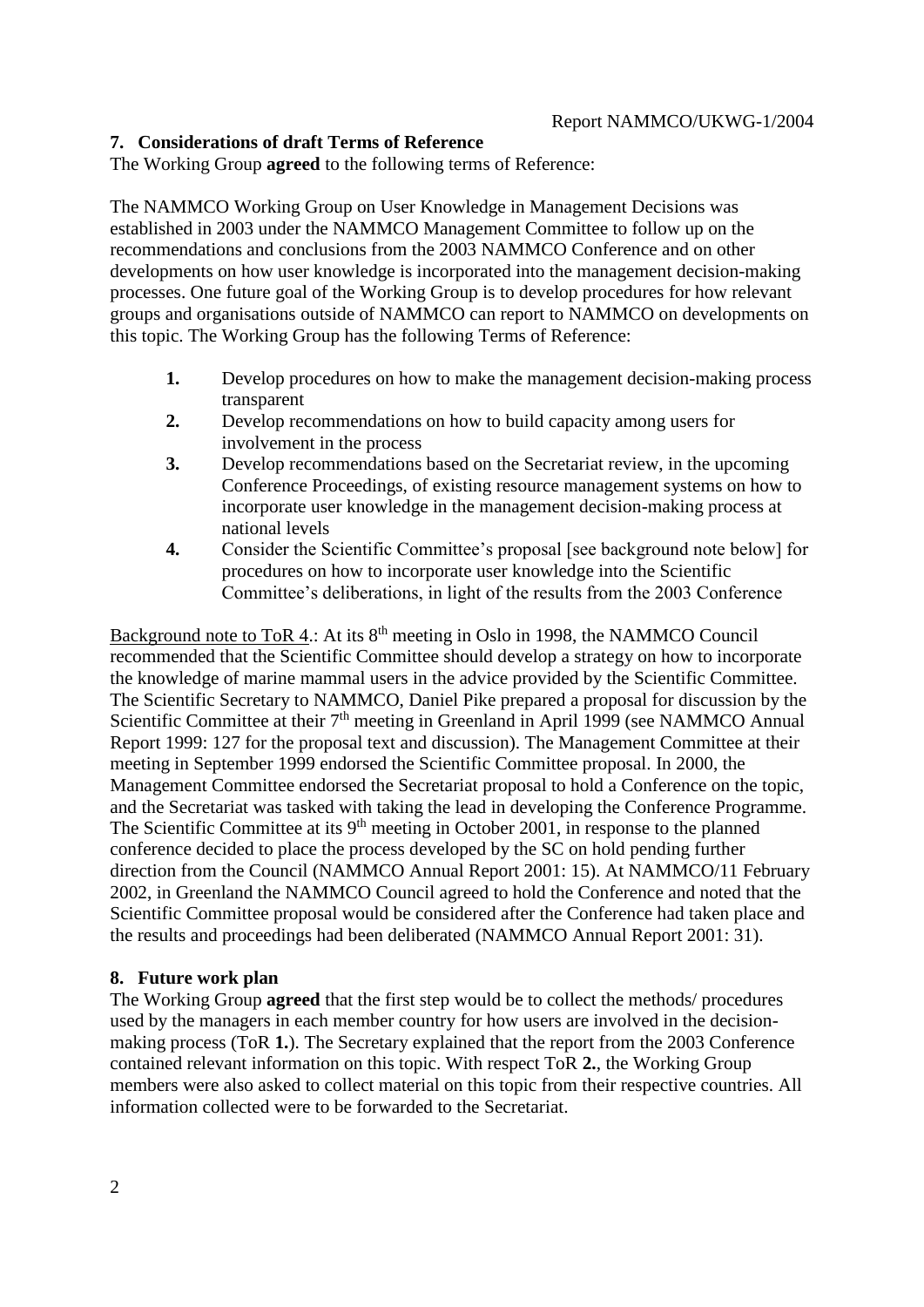## 7. Considerations of draft Terms of Reference

The Working Group **agreed** to the following terms of Reference:

The NAMMCO Working Group on User Knowledge in Management Decisions was established in 2003 under the NAMMCO Management Committee to follow up on the recommendations and conclusions from the 2003 NAMMCO Conference and on other developments on how user knowledge is incorporated into the management decision-making processes. One future goal of the Working Group is to develop procedures for how relevant groups and organisations outside of NAMMCO can report to NAMMCO on developments on this topic. The Working Group has the following Terms of Reference:

1. Develop procedures on how to make the management decision-making process transparent
2. Develop recommendations on how to build capacity among users for involvement in the process
3. Develop recommendations based on the Secretariat review, in the upcoming Conference Proceedings, of existing resource management systems on how to incorporate user knowledge in the management decision-making process at national levels
4. Consider the Scientific Committee's proposal [see background note below] for procedures on how to incorporate user knowledge into the Scientific Committee's deliberations, in light of the results from the 2003 Conference

Background note to ToR 4.: At its 8th meeting in Oslo in 1998, the NAMMCO Council recommended that the Scientific Committee should develop a strategy on how to incorporate the knowledge of marine mammal users in the advice provided by the Scientific Committee. The Scientific Secretary to NAMMCO, Daniel Pike prepared a proposal for discussion by the Scientific Committee at their 7th meeting in Greenland in April 1999 (see NAMMCO Annual Report 1999: 127 for the proposal text and discussion). The Management Committee at their meeting in September 1999 endorsed the Scientific Committee proposal. In 2000, the Management Committee endorsed the Secretariat proposal to hold a Conference on the topic, and the Secretariat was tasked with taking the lead in developing the Conference Programme. The Scientific Committee at its 9th meeting in October 2001, in response to the planned conference decided to place the process developed by the SC on hold pending further direction from the Council (NAMMCO Annual Report 2001: 15). At NAMMCO/11 February 2002, in Greenland the NAMMCO Council agreed to hold the Conference and noted that the Scientific Committee proposal would be considered after the Conference had taken place and the results and proceedings had been deliberated (NAMMCO Annual Report 2001: 31).

## 8. Future work plan

The Working Group **agreed** that the first step would be to collect the methods/ procedures used by the managers in each member country for how users are involved in the decision-making process (ToR **1.**). The Secretary explained that the report from the 2003 Conference contained relevant information on this topic. With respect ToR **2.**, the Working Group members were also asked to collect material on this topic from their respective countries. All information collected were to be forwarded to the Secretariat.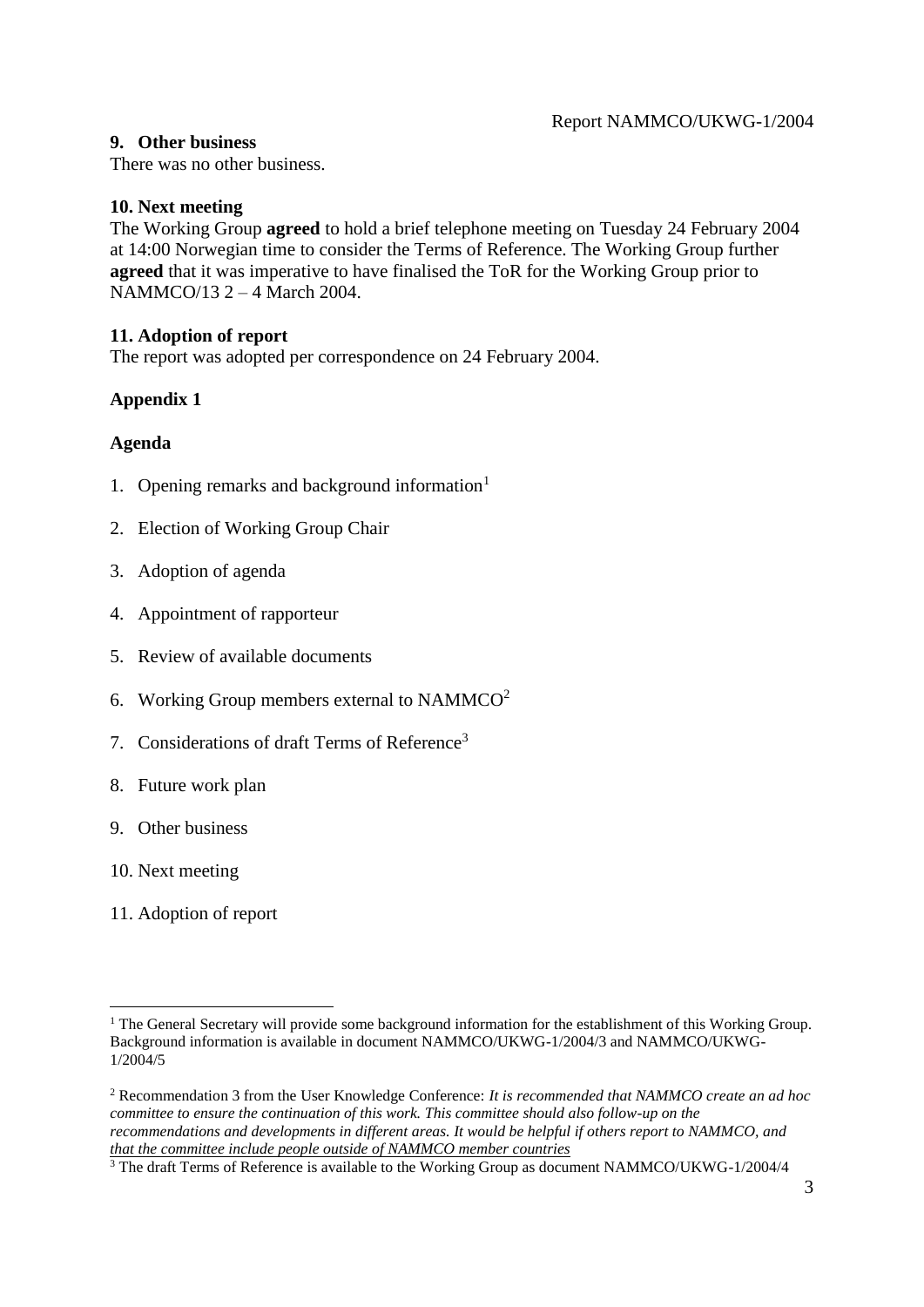## 9. Other business

There was no other business.

## 10. Next meeting

The Working Group **agreed** to hold a brief telephone meeting on Tuesday 24 February 2004 at 14:00 Norwegian time to consider the Terms of Reference. The Working Group further **agreed** that it was imperative to have finalised the ToR for the Working Group prior to NAMMCO/13 2 – 4 March 2004.

## 11. Adoption of report

The report was adopted per correspondence on 24 February 2004.

## Appendix 1

### Agenda

1. Opening remarks and background information[1]
2. Election of Working Group Chair
3. Adoption of agenda
4. Appointment of rapporteur
5. Review of available documents
6. Working Group members external to NAMMCO[2]
7. Considerations of draft Terms of Reference[3]
8. Future work plan
9. Other business
10. Next meeting
11. Adoption of report

---

[1] The General Secretary will provide some background information for the establishment of this Working Group. Background information is available in document NAMMCO/UKWG-1/2004/3 and NAMMCO/UKWG-1/2004/5

[2] Recommendation 3 from the User Knowledge Conference: *It is recommended that NAMMCO create an ad hoc committee to ensure the continuation of this work. This committee should also follow-up on the recommendations and developments in different areas. It would be helpful if others report to NAMMCO, and <u>that the committee include people outside of NAMMCO member countries</u>*

[3] The draft Terms of Reference is available to the Working Group as document NAMMCO/UKWG-1/2004/4